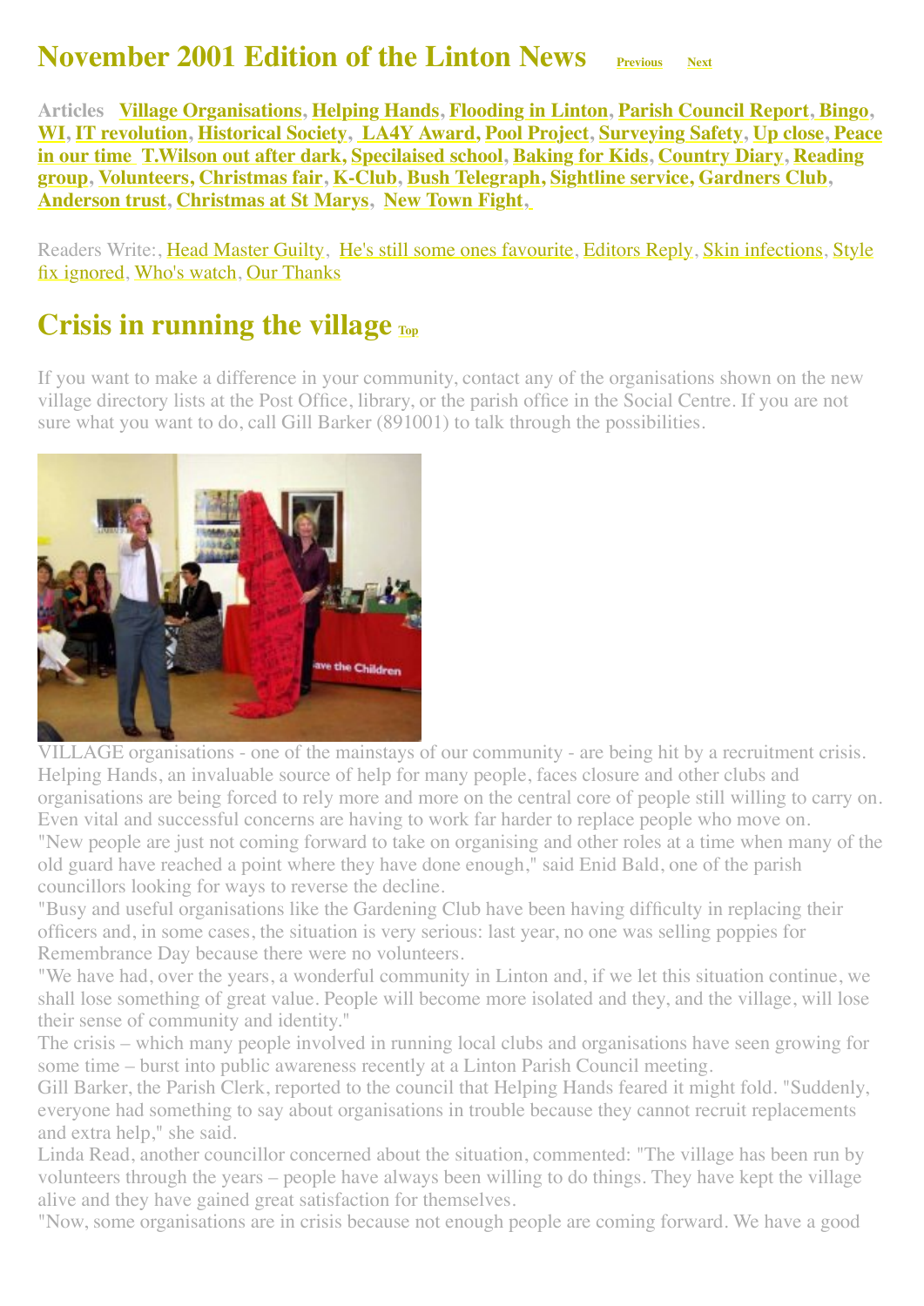# November 2001 Edition of the Linton News

Previous Next

**Articles** **Village Organisations, Helping Hands, Flooding in Linton, Parish Council Report, Bingo, WI, IT revolution, Historical Society, LA4Y Award, Pool Project, Surveying Safety, Up close, Peace in our time T.Wilson out after dark, Specilaised school, Baking for Kids, Country Diary, Reading group, Volunteers, Christmas fair, K-Club, Bush Telegraph, Sightline service, Gardners Club, Anderson trust, Christmas at St Marys, New Town Fight,**

Readers Write:, Head Master Guilty, He's still some ones favourite, Editors Reply, Skin infections, Style fix ignored, Who's watch, Our Thanks

## Crisis in running the village

Top

If you want to make a difference in your community, contact any of the organisations shown on the new village directory lists at the Post Office, library, or the parish office in the Social Centre. If you are not sure what you want to do, call Gill Barker (891001) to talk through the possibilities.

VILLAGE organisations - one of the mainstays of our community - are being hit by a recruitment crisis. Helping Hands, an invaluable source of help for many people, faces closure and other clubs and organisations are being forced to rely more and more on the central core of people still willing to carry on. Even vital and successful concerns are having to work far harder to replace people who move on.

"New people are just not coming forward to take on organising and other roles at a time when many of the old guard have reached a point where they have done enough," said Enid Bald, one of the parish councillors looking for ways to reverse the decline.

"Busy and useful organisations like the Gardening Club have been having difficulty in replacing their officers and, in some cases, the situation is very serious: last year, no one was selling poppies for Remembrance Day because there were no volunteers.

"We have had, over the years, a wonderful community in Linton and, if we let this situation continue, we shall lose something of great value. People will become more isolated and they, and the village, will lose their sense of community and identity."

The crisis – which many people involved in running local clubs and organisations have seen growing for some time – burst into public awareness recently at a Linton Parish Council meeting.

Gill Barker, the Parish Clerk, reported to the council that Helping Hands feared it might fold. "Suddenly, everyone had something to say about organisations in trouble because they cannot recruit replacements and extra help," she said.

Linda Read, another councillor concerned about the situation, commented: "The village has been run by volunteers through the years – people have always been willing to do things. They have kept the village alive and they have gained great satisfaction for themselves.

"Now, some organisations are in crisis because not enough people are coming forward. We have a good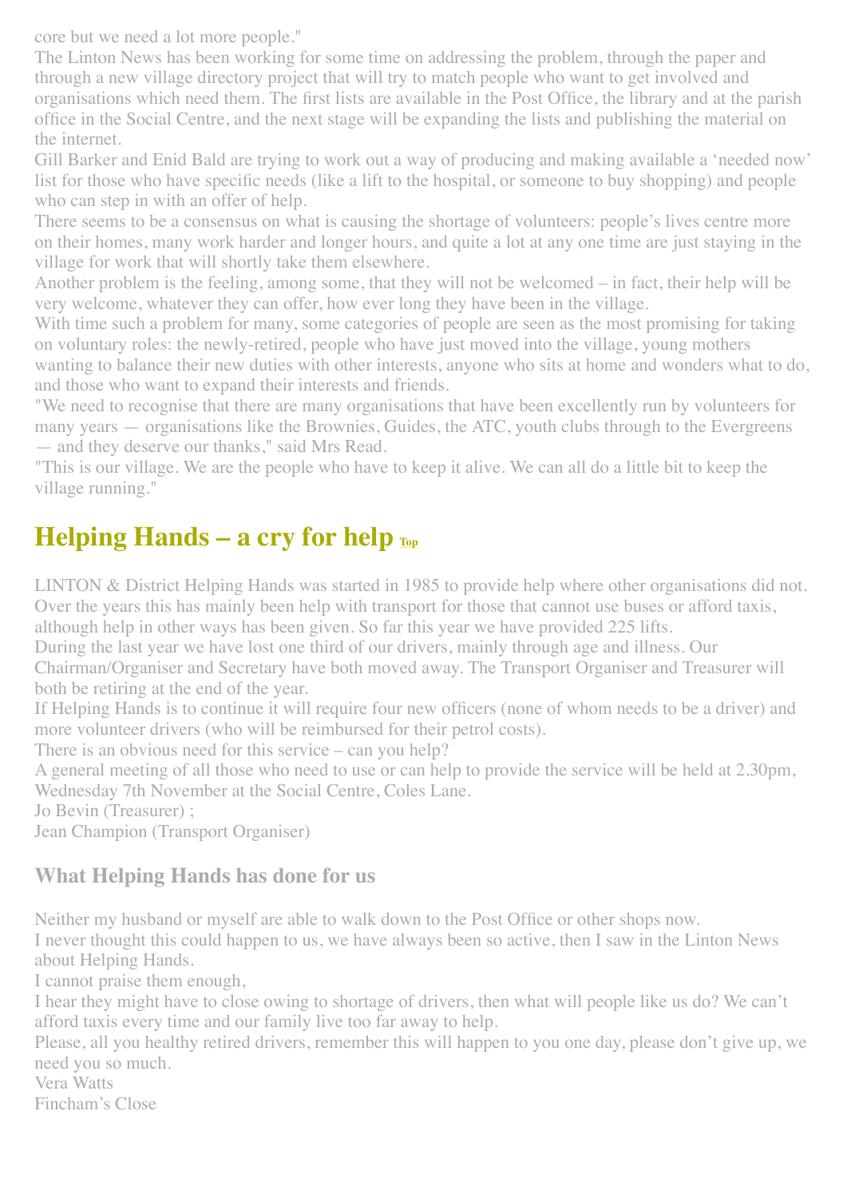core but we need a lot more people."

The Linton News has been working for some time on addressing the problem, through the paper and through a new village directory project that will try to match people who want to get involved and organisations which need them. The first lists are available in the Post Office, the library and at the parish office in the Social Centre, and the next stage will be expanding the lists and publishing the material on the internet.

Gill Barker and Enid Bald are trying to work out a way of producing and making available a 'needed now' list for those who have specific needs (like a lift to the hospital, or someone to buy shopping) and people who can step in with an offer of help.

There seems to be a consensus on what is causing the shortage of volunteers: people's lives centre more on their homes, many work harder and longer hours, and quite a lot at any one time are just staying in the village for work that will shortly take them elsewhere.

Another problem is the feeling, among some, that they will not be welcomed – in fact, their help will be very welcome, whatever they can offer, how ever long they have been in the village.

With time such a problem for many, some categories of people are seen as the most promising for taking on voluntary roles: the newly-retired, people who have just moved into the village, young mothers wanting to balance their new duties with other interests, anyone who sits at home and wonders what to do, and those who want to expand their interests and friends.

"We need to recognise that there are many organisations that have been excellently run by volunteers for many years — organisations like the Brownies, Guides, the ATC, youth clubs through to the Evergreens — and they deserve our thanks," said Mrs Read.

"This is our village. We are the people who have to keep it alive. We can all do a little bit to keep the village running."

## Helping Hands – a cry for help Top

LINTON & District Helping Hands was started in 1985 to provide help where other organisations did not. Over the years this has mainly been help with transport for those that cannot use buses or afford taxis, although help in other ways has been given. So far this year we have provided 225 lifts.

During the last year we have lost one third of our drivers, mainly through age and illness. Our Chairman/Organiser and Secretary have both moved away. The Transport Organiser and Treasurer will both be retiring at the end of the year.

If Helping Hands is to continue it will require four new officers (none of whom needs to be a driver) and more volunteer drivers (who will be reimbursed for their petrol costs).

There is an obvious need for this service – can you help?

A general meeting of all those who need to use or can help to provide the service will be held at 2.30pm, Wednesday 7th November at the Social Centre, Coles Lane.

Jo Bevin (Treasurer) ;

Jean Champion (Transport Organiser)

### What Helping Hands has done for us

Neither my husband or myself are able to walk down to the Post Office or other shops now.

I never thought this could happen to us, we have always been so active, then I saw in the Linton News about Helping Hands.

I cannot praise them enough,

I hear they might have to close owing to shortage of drivers, then what will people like us do? We can't afford taxis every time and our family live too far away to help.

Please, all you healthy retired drivers, remember this will happen to you one day, please don't give up, we need you so much.

Vera Watts

Fincham's Close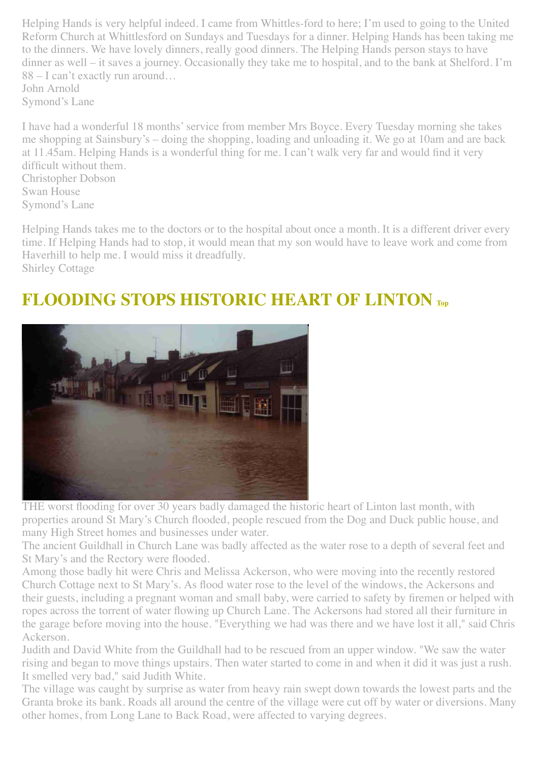Helping Hands is very helpful indeed. I came from Whittles-ford to here; I'm used to going to the United Reform Church at Whittlesford on Sundays and Tuesdays for a dinner. Helping Hands has been taking me to the dinners. We have lovely dinners, really good dinners. The Helping Hands person stays to have dinner as well – it saves a journey. Occasionally they take me to hospital, and to the bank at Shelford. I'm 88 – I can't exactly run around…
John Arnold
Symond's Lane

I have had a wonderful 18 months' service from member Mrs Boyce. Every Tuesday morning she takes me shopping at Sainsbury's – doing the shopping, loading and unloading it. We go at 10am and are back at 11.45am. Helping Hands is a wonderful thing for me. I can't walk very far and would find it very difficult without them.
Christopher Dobson
Swan House
Symond's Lane

Helping Hands takes me to the doctors or to the hospital about once a month. It is a different driver every time. If Helping Hands had to stop, it would mean that my son would have to leave work and come from Haverhill to help me. I would miss it dreadfully.
Shirley Cottage

## FLOODING STOPS HISTORIC HEART OF LINTON Top

THE worst flooding for over 30 years badly damaged the historic heart of Linton last month, with properties around St Mary's Church flooded, people rescued from the Dog and Duck public house, and many High Street homes and businesses under water.
The ancient Guildhall in Church Lane was badly affected as the water rose to a depth of several feet and St Mary's and the Rectory were flooded.
Among those badly hit were Chris and Melissa Ackerson, who were moving into the recently restored Church Cottage next to St Mary's. As flood water rose to the level of the windows, the Ackersons and their guests, including a pregnant woman and small baby, were carried to safety by firemen or helped with ropes across the torrent of water flowing up Church Lane. The Ackersons had stored all their furniture in the garage before moving into the house. "Everything we had was there and we have lost it all," said Chris Ackerson.
Judith and David White from the Guildhall had to be rescued from an upper window. "We saw the water rising and began to move things upstairs. Then water started to come in and when it did it was just a rush. It smelled very bad," said Judith White.
The village was caught by surprise as water from heavy rain swept down towards the lowest parts and the Granta broke its bank. Roads all around the centre of the village were cut off by water or diversions. Many other homes, from Long Lane to Back Road, were affected to varying degrees.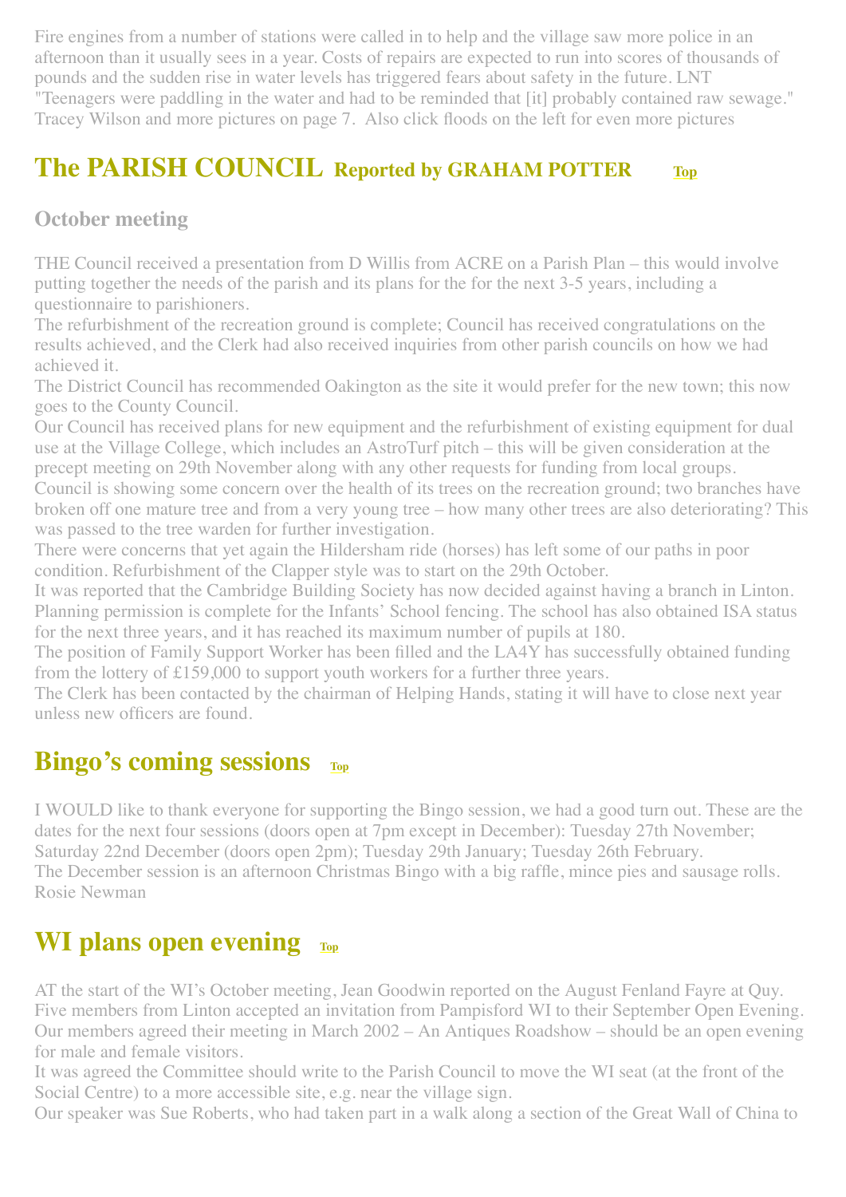Fire engines from a number of stations were called in to help and the village saw more police in an afternoon than it usually sees in a year. Costs of repairs are expected to run into scores of thousands of pounds and the sudden rise in water levels has triggered fears about safety in the future. LNT "Teenagers were paddling in the water and had to be reminded that [it] probably contained raw sewage." Tracey Wilson and more pictures on page 7. Also click floods on the left for even more pictures

## The PARISH COUNCIL Reported by GRAHAM POTTER Top

### October meeting

THE Council received a presentation from D Willis from ACRE on a Parish Plan – this would involve putting together the needs of the parish and its plans for the for the next 3-5 years, including a questionnaire to parishioners.

The refurbishment of the recreation ground is complete; Council has received congratulations on the results achieved, and the Clerk had also received inquiries from other parish councils on how we had achieved it.

The District Council has recommended Oakington as the site it would prefer for the new town; this now goes to the County Council.

Our Council has received plans for new equipment and the refurbishment of existing equipment for dual use at the Village College, which includes an AstroTurf pitch – this will be given consideration at the precept meeting on 29th November along with any other requests for funding from local groups.

Council is showing some concern over the health of its trees on the recreation ground; two branches have broken off one mature tree and from a very young tree – how many other trees are also deteriorating? This was passed to the tree warden for further investigation.

There were concerns that yet again the Hildersham ride (horses) has left some of our paths in poor condition. Refurbishment of the Clapper style was to start on the 29th October.

It was reported that the Cambridge Building Society has now decided against having a branch in Linton.

Planning permission is complete for the Infants' School fencing. The school has also obtained ISA status for the next three years, and it has reached its maximum number of pupils at 180.

The position of Family Support Worker has been filled and the LA4Y has successfully obtained funding from the lottery of £159,000 to support youth workers for a further three years.

The Clerk has been contacted by the chairman of Helping Hands, stating it will have to close next year unless new officers are found.

## Bingo's coming sessions Top

I WOULD like to thank everyone for supporting the Bingo session, we had a good turn out. These are the dates for the next four sessions (doors open at 7pm except in December): Tuesday 27th November; Saturday 22nd December (doors open 2pm); Tuesday 29th January; Tuesday 26th February.

The December session is an afternoon Christmas Bingo with a big raffle, mince pies and sausage rolls.
Rosie Newman

## WI plans open evening Top

AT the start of the WI's October meeting, Jean Goodwin reported on the August Fenland Fayre at Quy. Five members from Linton accepted an invitation from Pampisford WI to their September Open Evening. Our members agreed their meeting in March 2002 – An Antiques Roadshow – should be an open evening for male and female visitors.

It was agreed the Committee should write to the Parish Council to move the WI seat (at the front of the Social Centre) to a more accessible site, e.g. near the village sign.

Our speaker was Sue Roberts, who had taken part in a walk along a section of the Great Wall of China to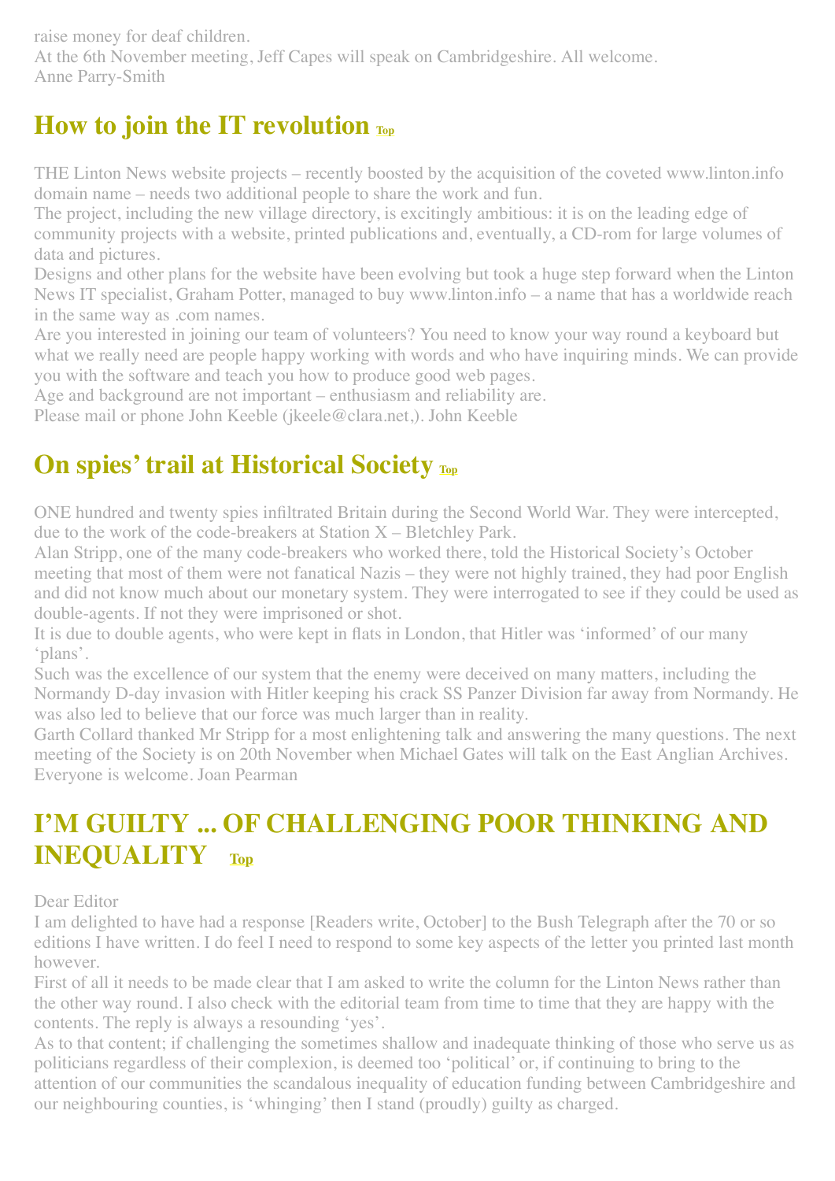raise money for deaf children.

At the 6th November meeting, Jeff Capes will speak on Cambridgeshire. All welcome.

Anne Parry-Smith

## How to join the IT revolution Top

THE Linton News website projects – recently boosted by the acquisition of the coveted www.linton.info domain name – needs two additional people to share the work and fun.

The project, including the new village directory, is excitingly ambitious: it is on the leading edge of community projects with a website, printed publications and, eventually, a CD-rom for large volumes of data and pictures.

Designs and other plans for the website have been evolving but took a huge step forward when the Linton News IT specialist, Graham Potter, managed to buy www.linton.info – a name that has a worldwide reach in the same way as .com names.

Are you interested in joining our team of volunteers? You need to know your way round a keyboard but what we really need are people happy working with words and who have inquiring minds. We can provide you with the software and teach you how to produce good web pages.

Age and background are not important – enthusiasm and reliability are.

Please mail or phone John Keeble (jkeele@clara.net,). John Keeble

## On spies' trail at Historical Society Top

ONE hundred and twenty spies infiltrated Britain during the Second World War. They were intercepted, due to the work of the code-breakers at Station X – Bletchley Park.

Alan Stripp, one of the many code-breakers who worked there, told the Historical Society's October meeting that most of them were not fanatical Nazis – they were not highly trained, they had poor English and did not know much about our monetary system. They were interrogated to see if they could be used as double-agents. If not they were imprisoned or shot.

It is due to double agents, who were kept in flats in London, that Hitler was 'informed' of our many 'plans'.

Such was the excellence of our system that the enemy were deceived on many matters, including the Normandy D-day invasion with Hitler keeping his crack SS Panzer Division far away from Normandy. He was also led to believe that our force was much larger than in reality.

Garth Collard thanked Mr Stripp for a most enlightening talk and answering the many questions. The next meeting of the Society is on 20th November when Michael Gates will talk on the East Anglian Archives. Everyone is welcome. Joan Pearman

## I'M GUILTY ... OF CHALLENGING POOR THINKING AND INEQUALITY Top

Dear Editor

I am delighted to have had a response [Readers write, October] to the Bush Telegraph after the 70 or so editions I have written. I do feel I need to respond to some key aspects of the letter you printed last month however.

First of all it needs to be made clear that I am asked to write the column for the Linton News rather than the other way round. I also check with the editorial team from time to time that they are happy with the contents. The reply is always a resounding 'yes'.

As to that content; if challenging the sometimes shallow and inadequate thinking of those who serve us as politicians regardless of their complexion, is deemed too 'political' or, if continuing to bring to the attention of our communities the scandalous inequality of education funding between Cambridgeshire and our neighbouring counties, is 'whinging' then I stand (proudly) guilty as charged.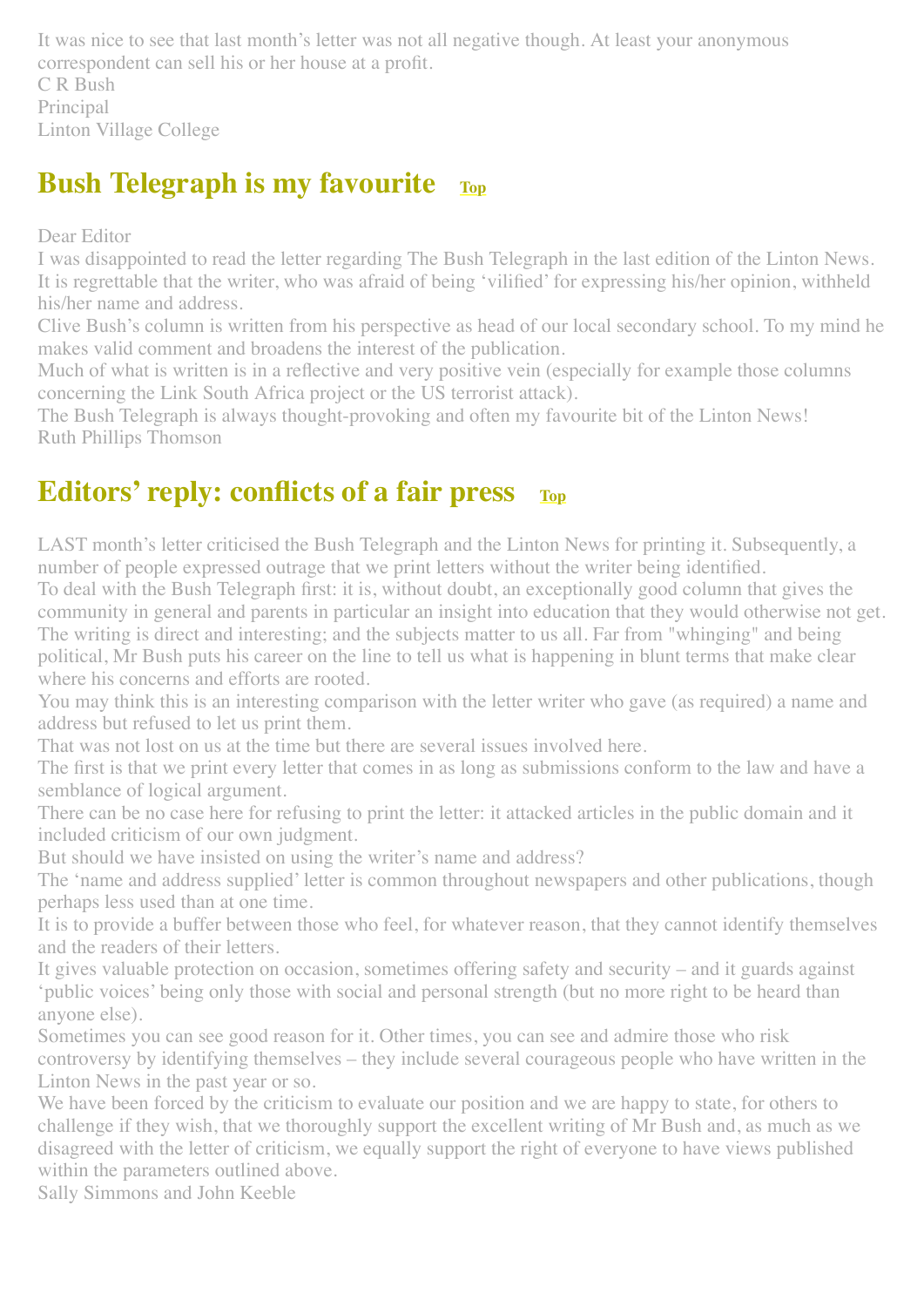It was nice to see that last month's letter was not all negative though. At least your anonymous correspondent can sell his or her house at a profit.
C R Bush
Principal
Linton Village College

## Bush Telegraph is my favourite [Top]

Dear Editor
I was disappointed to read the letter regarding The Bush Telegraph in the last edition of the Linton News. It is regrettable that the writer, who was afraid of being 'vilified' for expressing his/her opinion, withheld his/her name and address.
Clive Bush's column is written from his perspective as head of our local secondary school. To my mind he makes valid comment and broadens the interest of the publication.
Much of what is written is in a reflective and very positive vein (especially for example those columns concerning the Link South Africa project or the US terrorist attack).
The Bush Telegraph is always thought-provoking and often my favourite bit of the Linton News!
Ruth Phillips Thomson

## Editors' reply: conflicts of a fair press [Top]

LAST month's letter criticised the Bush Telegraph and the Linton News for printing it. Subsequently, a number of people expressed outrage that we print letters without the writer being identified.
To deal with the Bush Telegraph first: it is, without doubt, an exceptionally good column that gives the community in general and parents in particular an insight into education that they would otherwise not get. The writing is direct and interesting; and the subjects matter to us all. Far from "whinging" and being political, Mr Bush puts his career on the line to tell us what is happening in blunt terms that make clear where his concerns and efforts are rooted.
You may think this is an interesting comparison with the letter writer who gave (as required) a name and address but refused to let us print them.
That was not lost on us at the time but there are several issues involved here.
The first is that we print every letter that comes in as long as submissions conform to the law and have a semblance of logical argument.
There can be no case here for refusing to print the letter: it attacked articles in the public domain and it included criticism of our own judgment.
But should we have insisted on using the writer's name and address?
The 'name and address supplied' letter is common throughout newspapers and other publications, though perhaps less used than at one time.
It is to provide a buffer between those who feel, for whatever reason, that they cannot identify themselves and the readers of their letters.
It gives valuable protection on occasion, sometimes offering safety and security – and it guards against 'public voices' being only those with social and personal strength (but no more right to be heard than anyone else).
Sometimes you can see good reason for it. Other times, you can see and admire those who risk controversy by identifying themselves – they include several courageous people who have written in the Linton News in the past year or so.
We have been forced by the criticism to evaluate our position and we are happy to state, for others to challenge if they wish, that we thoroughly support the excellent writing of Mr Bush and, as much as we disagreed with the letter of criticism, we equally support the right of everyone to have views published within the parameters outlined above.
Sally Simmons and John Keeble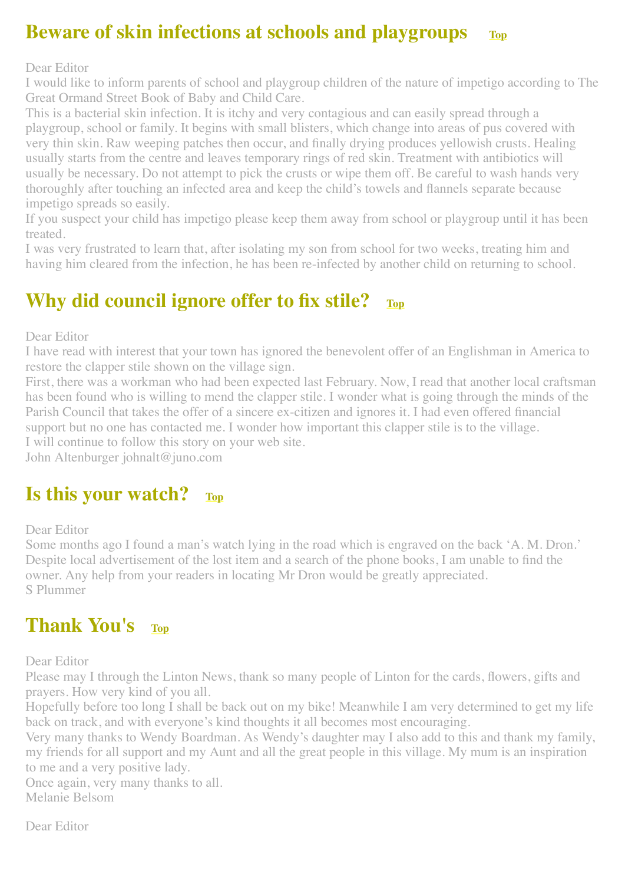## Beware of skin infections at schools and playgroups Top

Dear Editor

I would like to inform parents of school and playgroup children of the nature of impetigo according to The Great Ormand Street Book of Baby and Child Care.

This is a bacterial skin infection. It is itchy and very contagious and can easily spread through a playgroup, school or family. It begins with small blisters, which change into areas of pus covered with very thin skin. Raw weeping patches then occur, and finally drying produces yellowish crusts. Healing usually starts from the centre and leaves temporary rings of red skin. Treatment with antibiotics will usually be necessary. Do not attempt to pick the crusts or wipe them off. Be careful to wash hands very thoroughly after touching an infected area and keep the child's towels and flannels separate because impetigo spreads so easily.

If you suspect your child has impetigo please keep them away from school or playgroup until it has been treated.

I was very frustrated to learn that, after isolating my son from school for two weeks, treating him and having him cleared from the infection, he has been re-infected by another child on returning to school.

## Why did council ignore offer to fix stile? Top

Dear Editor

I have read with interest that your town has ignored the benevolent offer of an Englishman in America to restore the clapper stile shown on the village sign.

First, there was a workman who had been expected last February. Now, I read that another local craftsman has been found who is willing to mend the clapper stile. I wonder what is going through the minds of the Parish Council that takes the offer of a sincere ex-citizen and ignores it. I had even offered financial support but no one has contacted me. I wonder how important this clapper stile is to the village.

I will continue to follow this story on your web site.

John Altenburger johnalt@juno.com

## Is this your watch? Top

Dear Editor

Some months ago I found a man's watch lying in the road which is engraved on the back 'A. M. Dron.' Despite local advertisement of the lost item and a search of the phone books, I am unable to find the owner. Any help from your readers in locating Mr Dron would be greatly appreciated.

S Plummer

## Thank You's Top

Dear Editor

Please may I through the Linton News, thank so many people of Linton for the cards, flowers, gifts and prayers. How very kind of you all.

Hopefully before too long I shall be back out on my bike! Meanwhile I am very determined to get my life back on track, and with everyone's kind thoughts it all becomes most encouraging.

Very many thanks to Wendy Boardman. As Wendy's daughter may I also add to this and thank my family, my friends for all support and my Aunt and all the great people in this village. My mum is an inspiration to me and a very positive lady.

Once again, very many thanks to all.

Melanie Belsom

Dear Editor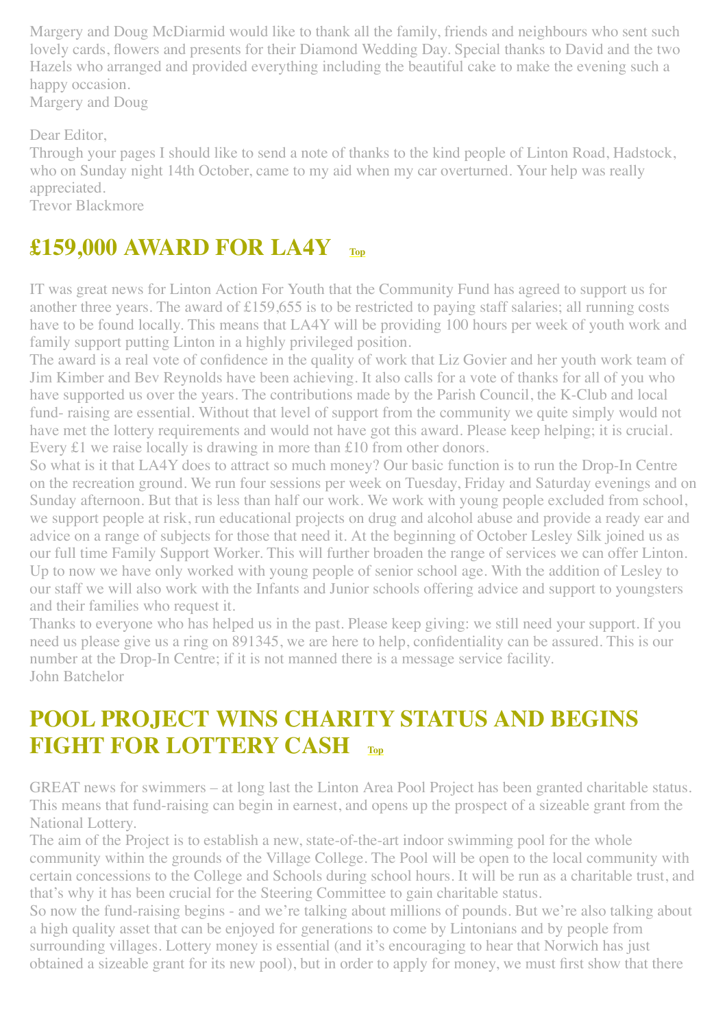Margery and Doug McDiarmid would like to thank all the family, friends and neighbours who sent such lovely cards, flowers and presents for their Diamond Wedding Day. Special thanks to David and the two Hazels who arranged and provided everything including the beautiful cake to make the evening such a happy occasion.
Margery and Doug

Dear Editor,
Through your pages I should like to send a note of thanks to the kind people of Linton Road, Hadstock, who on Sunday night 14th October, came to my aid when my car overturned. Your help was really appreciated.
Trevor Blackmore

## £159,000 AWARD FOR LA4Y Top

IT was great news for Linton Action For Youth that the Community Fund has agreed to support us for another three years. The award of £159,655 is to be restricted to paying staff salaries; all running costs have to be found locally. This means that LA4Y will be providing 100 hours per week of youth work and family support putting Linton in a highly privileged position.
The award is a real vote of confidence in the quality of work that Liz Govier and her youth work team of Jim Kimber and Bev Reynolds have been achieving. It also calls for a vote of thanks for all of you who have supported us over the years. The contributions made by the Parish Council, the K-Club and local fund- raising are essential. Without that level of support from the community we quite simply would not have met the lottery requirements and would not have got this award. Please keep helping; it is crucial. Every £1 we raise locally is drawing in more than £10 from other donors.
So what is it that LA4Y does to attract so much money? Our basic function is to run the Drop-In Centre on the recreation ground. We run four sessions per week on Tuesday, Friday and Saturday evenings and on Sunday afternoon. But that is less than half our work. We work with young people excluded from school, we support people at risk, run educational projects on drug and alcohol abuse and provide a ready ear and advice on a range of subjects for those that need it. At the beginning of October Lesley Silk joined us as our full time Family Support Worker. This will further broaden the range of services we can offer Linton. Up to now we have only worked with young people of senior school age. With the addition of Lesley to our staff we will also work with the Infants and Junior schools offering advice and support to youngsters and their families who request it.
Thanks to everyone who has helped us in the past. Please keep giving: we still need your support. If you need us please give us a ring on 891345, we are here to help, confidentiality can be assured. This is our number at the Drop-In Centre; if it is not manned there is a message service facility.
John Batchelor

## POOL PROJECT WINS CHARITY STATUS AND BEGINS FIGHT FOR LOTTERY CASH Top

GREAT news for swimmers – at long last the Linton Area Pool Project has been granted charitable status. This means that fund-raising can begin in earnest, and opens up the prospect of a sizeable grant from the National Lottery.
The aim of the Project is to establish a new, state-of-the-art indoor swimming pool for the whole community within the grounds of the Village College. The Pool will be open to the local community with certain concessions to the College and Schools during school hours. It will be run as a charitable trust, and that's why it has been crucial for the Steering Committee to gain charitable status.
So now the fund-raising begins - and we're talking about millions of pounds. But we're also talking about a high quality asset that can be enjoyed for generations to come by Lintonians and by people from surrounding villages. Lottery money is essential (and it's encouraging to hear that Norwich has just obtained a sizeable grant for its new pool), but in order to apply for money, we must first show that there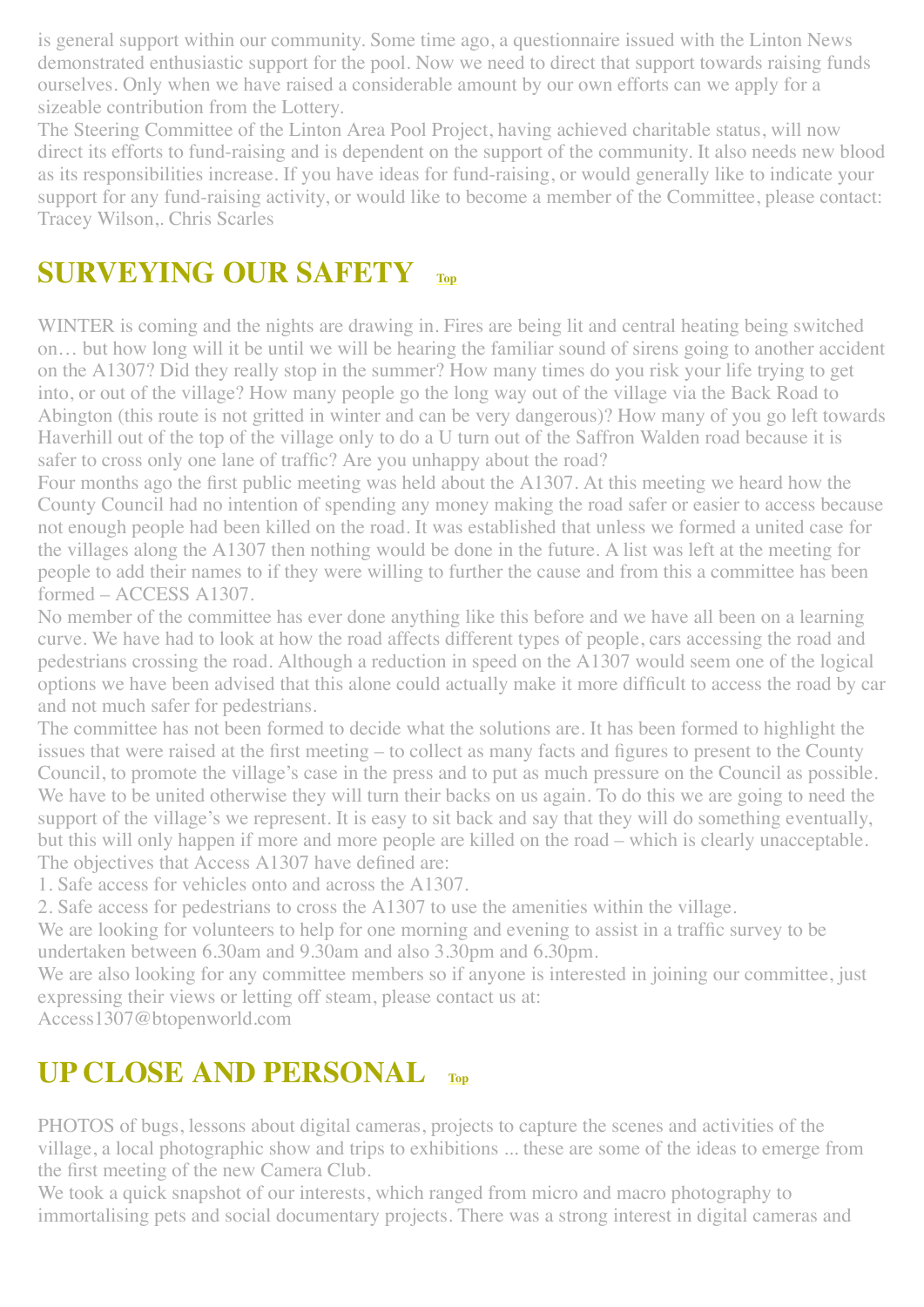is general support within our community. Some time ago, a questionnaire issued with the Linton News demonstrated enthusiastic support for the pool. Now we need to direct that support towards raising funds ourselves. Only when we have raised a considerable amount by our own efforts can we apply for a sizeable contribution from the Lottery.

The Steering Committee of the Linton Area Pool Project, having achieved charitable status, will now direct its efforts to fund-raising and is dependent on the support of the community. It also needs new blood as its responsibilities increase. If you have ideas for fund-raising, or would generally like to indicate your support for any fund-raising activity, or would like to become a member of the Committee, please contact: Tracey Wilson,. Chris Scarles

## SURVEYING OUR SAFETY Top

WINTER is coming and the nights are drawing in. Fires are being lit and central heating being switched on… but how long will it be until we will be hearing the familiar sound of sirens going to another accident on the A1307? Did they really stop in the summer? How many times do you risk your life trying to get into, or out of the village? How many people go the long way out of the village via the Back Road to Abington (this route is not gritted in winter and can be very dangerous)? How many of you go left towards Haverhill out of the top of the village only to do a U turn out of the Saffron Walden road because it is safer to cross only one lane of traffic? Are you unhappy about the road?

Four months ago the first public meeting was held about the A1307. At this meeting we heard how the County Council had no intention of spending any money making the road safer or easier to access because not enough people had been killed on the road. It was established that unless we formed a united case for the villages along the A1307 then nothing would be done in the future. A list was left at the meeting for people to add their names to if they were willing to further the cause and from this a committee has been formed – ACCESS A1307.

No member of the committee has ever done anything like this before and we have all been on a learning curve. We have had to look at how the road affects different types of people, cars accessing the road and pedestrians crossing the road. Although a reduction in speed on the A1307 would seem one of the logical options we have been advised that this alone could actually make it more difficult to access the road by car and not much safer for pedestrians.

The committee has not been formed to decide what the solutions are. It has been formed to highlight the issues that were raised at the first meeting – to collect as many facts and figures to present to the County Council, to promote the village's case in the press and to put as much pressure on the Council as possible. We have to be united otherwise they will turn their backs on us again. To do this we are going to need the support of the village's we represent. It is easy to sit back and say that they will do something eventually, but this will only happen if more and more people are killed on the road – which is clearly unacceptable.

The objectives that Access A1307 have defined are:

1. Safe access for vehicles onto and across the A1307.
2. Safe access for pedestrians to cross the A1307 to use the amenities within the village.

We are looking for volunteers to help for one morning and evening to assist in a traffic survey to be undertaken between 6.30am and 9.30am and also 3.30pm and 6.30pm.

We are also looking for any committee members so if anyone is interested in joining our committee, just expressing their views or letting off steam, please contact us at:
Access1307@btopenworld.com

## UP CLOSE AND PERSONAL Top

PHOTOS of bugs, lessons about digital cameras, projects to capture the scenes and activities of the village, a local photographic show and trips to exhibitions ... these are some of the ideas to emerge from the first meeting of the new Camera Club.

We took a quick snapshot of our interests, which ranged from micro and macro photography to immortalising pets and social documentary projects. There was a strong interest in digital cameras and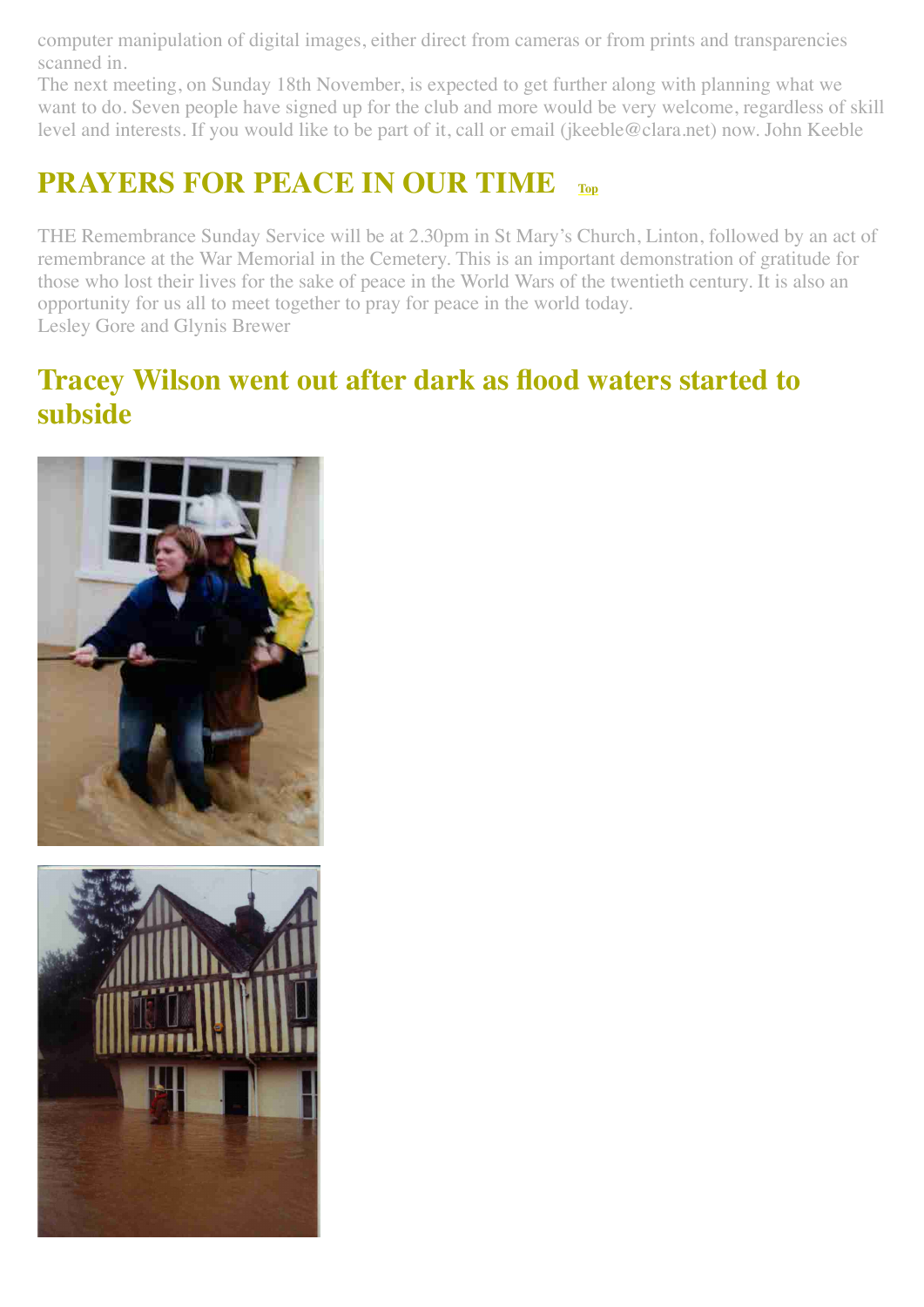computer manipulation of digital images, either direct from cameras or from prints and transparencies scanned in.

The next meeting, on Sunday 18th November, is expected to get further along with planning what we want to do. Seven people have signed up for the club and more would be very welcome, regardless of skill level and interests. If you would like to be part of it, call or email (jkeeble@clara.net) now. John Keeble

## PRAYERS FOR PEACE IN OUR TIME Top

THE Remembrance Sunday Service will be at 2.30pm in St Mary's Church, Linton, followed by an act of remembrance at the War Memorial in the Cemetery. This is an important demonstration of gratitude for those who lost their lives for the sake of peace in the World Wars of the twentieth century. It is also an opportunity for us all to meet together to pray for peace in the world today.

Lesley Gore and Glynis Brewer

## Tracey Wilson went out after dark as flood waters started to subside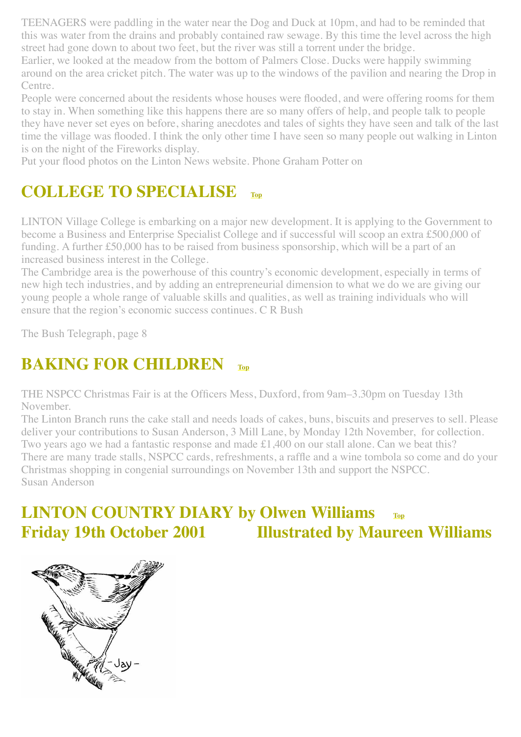TEENAGERS were paddling in the water near the Dog and Duck at 10pm, and had to be reminded that this was water from the drains and probably contained raw sewage. By this time the level across the high street had gone down to about two feet, but the river was still a torrent under the bridge.

Earlier, we looked at the meadow from the bottom of Palmers Close. Ducks were happily swimming around on the area cricket pitch. The water was up to the windows of the pavilion and nearing the Drop in Centre.

People were concerned about the residents whose houses were flooded, and were offering rooms for them to stay in. When something like this happens there are so many offers of help, and people talk to people they have never set eyes on before, sharing anecdotes and tales of sights they have seen and talk of the last time the village was flooded. I think the only other time I have seen so many people out walking in Linton is on the night of the Fireworks display.

Put your flood photos on the Linton News website. Phone Graham Potter on

## COLLEGE TO SPECIALISE Top

LINTON Village College is embarking on a major new development. It is applying to the Government to become a Business and Enterprise Specialist College and if successful will scoop an extra £500,000 of funding. A further £50,000 has to be raised from business sponsorship, which will be a part of an increased business interest in the College.

The Cambridge area is the powerhouse of this country's economic development, especially in terms of new high tech industries, and by adding an entrepreneurial dimension to what we do we are giving our young people a whole range of valuable skills and qualities, as well as training individuals who will ensure that the region's economic success continues. C R Bush

The Bush Telegraph, page 8

## BAKING FOR CHILDREN Top

THE NSPCC Christmas Fair is at the Officers Mess, Duxford, from 9am–3.30pm on Tuesday 13th November.

The Linton Branch runs the cake stall and needs loads of cakes, buns, biscuits and preserves to sell. Please deliver your contributions to Susan Anderson, 3 Mill Lane, by Monday 12th November, for collection. Two years ago we had a fantastic response and made £1,400 on our stall alone. Can we beat this? There are many trade stalls, NSPCC cards, refreshments, a raffle and a wine tombola so come and do your Christmas shopping in congenial surroundings on November 13th and support the NSPCC.
Susan Anderson

## LINTON COUNTRY DIARY by Olwen Williams Top
## Friday 19th October 2001 Illustrated by Maureen Williams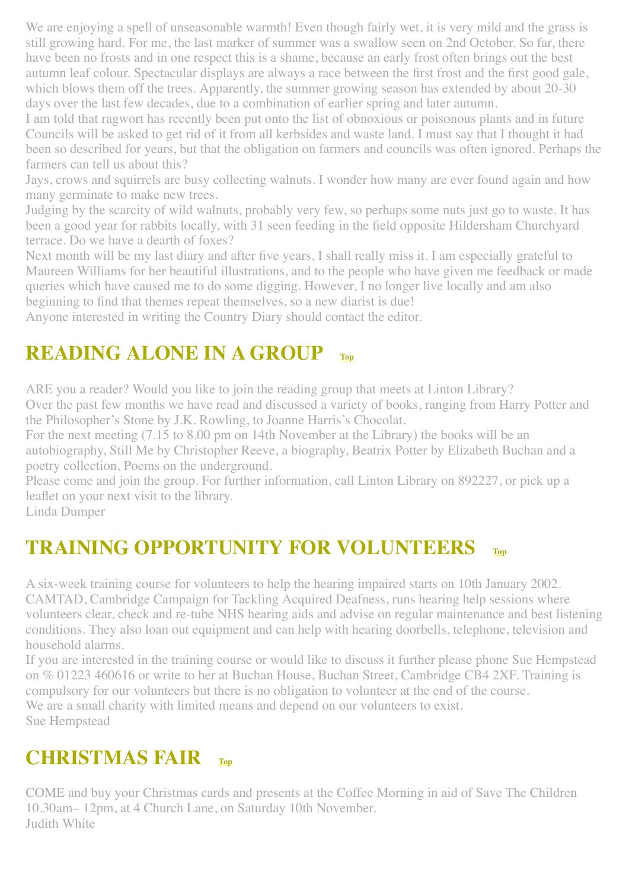We are enjoying a spell of unseasonable warmth! Even though fairly wet, it is very mild and the grass is still growing hard. For me, the last marker of summer was a swallow seen on 2nd October. So far, there have been no frosts and in one respect this is a shame, because an early frost often brings out the best autumn leaf colour. Spectacular displays are always a race between the first frost and the first good gale, which blows them off the trees. Apparently, the summer growing season has extended by about 20-30 days over the last few decades, due to a combination of earlier spring and later autumn.

I am told that ragwort has recently been put onto the list of obnoxious or poisonous plants and in future Councils will be asked to get rid of it from all kerbsides and waste land. I must say that I thought it had been so described for years, but that the obligation on farmers and councils was often ignored. Perhaps the farmers can tell us about this?

Jays, crows and squirrels are busy collecting walnuts. I wonder how many are ever found again and how many germinate to make new trees.

Judging by the scarcity of wild walnuts, probably very few, so perhaps some nuts just go to waste. It has been a good year for rabbits locally, with 31 seen feeding in the field opposite Hildersham Churchyard terrace. Do we have a dearth of foxes?

Next month will be my last diary and after five years, I shall really miss it. I am especially grateful to Maureen Williams for her beautiful illustrations, and to the people who have given me feedback or made queries which have caused me to do some digging. However, I no longer live locally and am also beginning to find that themes repeat themselves, so a new diarist is due!

Anyone interested in writing the Country Diary should contact the editor.

## READING ALONE IN A GROUP Top

ARE you a reader? Would you like to join the reading group that meets at Linton Library?

Over the past few months we have read and discussed a variety of books, ranging from Harry Potter and the Philosopher's Stone by J.K. Rowling, to Joanne Harris's Chocolat.

For the next meeting (7.15 to 8.00 pm on 14th November at the Library) the books will be an autobiography, Still Me by Christopher Reeve, a biography, Beatrix Potter by Elizabeth Buchan and a poetry collection, Poems on the underground.

Please come and join the group. For further information, call Linton Library on 892227, or pick up a leaflet on your next visit to the library.

Linda Dumper

## TRAINING OPPORTUNITY FOR VOLUNTEERS Top

A six-week training course for volunteers to help the hearing impaired starts on 10th January 2002. CAMTAD, Cambridge Campaign for Tackling Acquired Deafness, runs hearing help sessions where volunteers clear, check and re-tube NHS hearing aids and advise on regular maintenance and best listening conditions. They also loan out equipment and can help with hearing doorbells, telephone, television and household alarms.

If you are interested in the training course or would like to discuss it further please phone Sue Hempstead on % 01223 460616 or write to her at Buchan House, Buchan Street, Cambridge CB4 2XF. Training is compulsory for our volunteers but there is no obligation to volunteer at the end of the course.

We are a small charity with limited means and depend on our volunteers to exist.

Sue Hempstead

## CHRISTMAS FAIR Top

COME and buy your Christmas cards and presents at the Coffee Morning in aid of Save The Children 10.30am– 12pm, at 4 Church Lane, on Saturday 10th November.

Judith White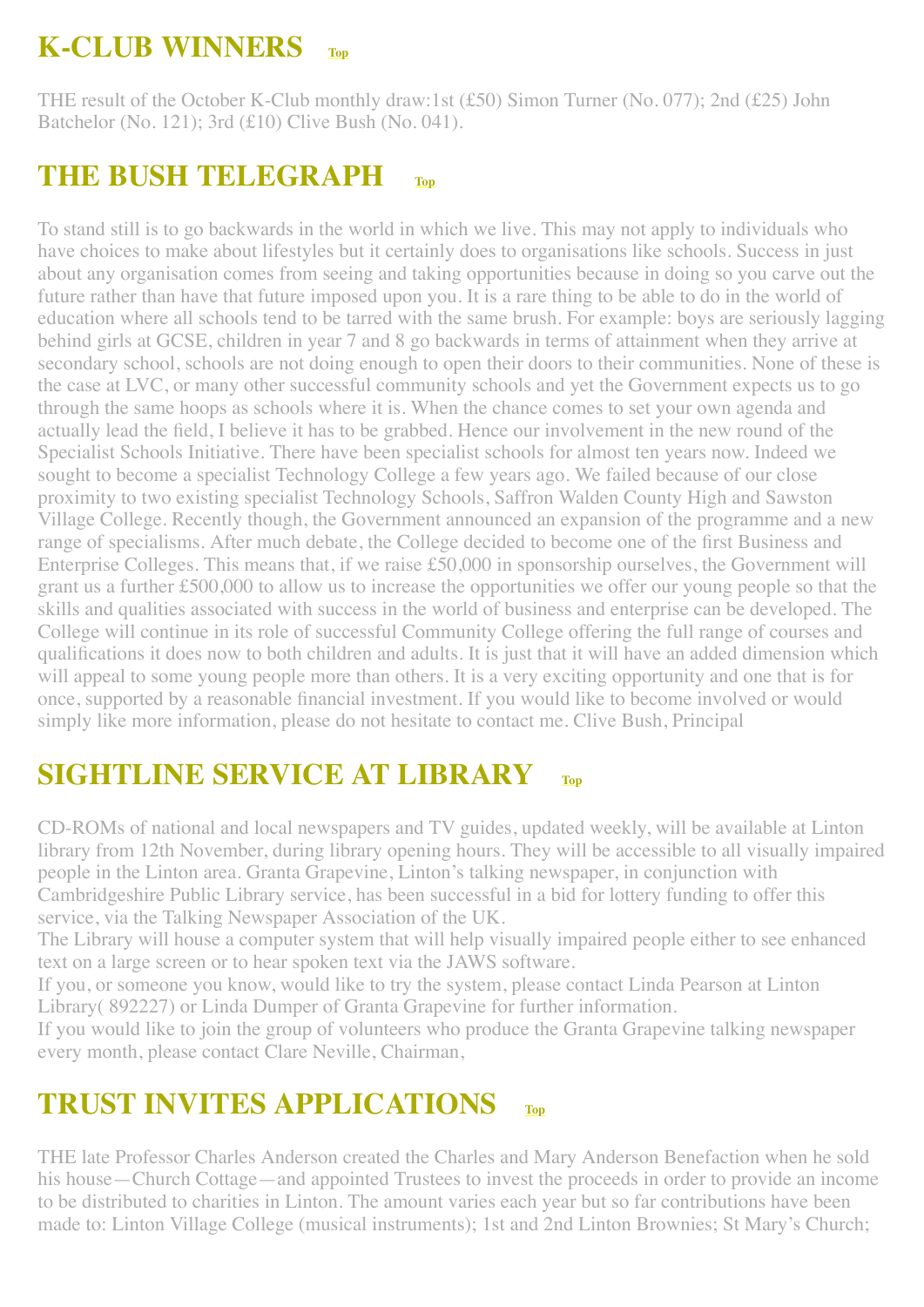## K-CLUB WINNERS Top

THE result of the October K-Club monthly draw:1st (£50) Simon Turner (No. 077); 2nd (£25) John Batchelor (No. 121); 3rd (£10) Clive Bush (No. 041).

## THE BUSH TELEGRAPH Top

To stand still is to go backwards in the world in which we live. This may not apply to individuals who have choices to make about lifestyles but it certainly does to organisations like schools. Success in just about any organisation comes from seeing and taking opportunities because in doing so you carve out the future rather than have that future imposed upon you. It is a rare thing to be able to do in the world of education where all schools tend to be tarred with the same brush. For example: boys are seriously lagging behind girls at GCSE, children in year 7 and 8 go backwards in terms of attainment when they arrive at secondary school, schools are not doing enough to open their doors to their communities. None of these is the case at LVC, or many other successful community schools and yet the Government expects us to go through the same hoops as schools where it is. When the chance comes to set your own agenda and actually lead the field, I believe it has to be grabbed. Hence our involvement in the new round of the Specialist Schools Initiative. There have been specialist schools for almost ten years now. Indeed we sought to become a specialist Technology College a few years ago. We failed because of our close proximity to two existing specialist Technology Schools, Saffron Walden County High and Sawston Village College. Recently though, the Government announced an expansion of the programme and a new range of specialisms. After much debate, the College decided to become one of the first Business and Enterprise Colleges. This means that, if we raise £50,000 in sponsorship ourselves, the Government will grant us a further £500,000 to allow us to increase the opportunities we offer our young people so that the skills and qualities associated with success in the world of business and enterprise can be developed. The College will continue in its role of successful Community College offering the full range of courses and qualifications it does now to both children and adults. It is just that it will have an added dimension which will appeal to some young people more than others. It is a very exciting opportunity and one that is for once, supported by a reasonable financial investment. If you would like to become involved or would simply like more information, please do not hesitate to contact me. Clive Bush, Principal

## SIGHTLINE SERVICE AT LIBRARY Top

CD-ROMs of national and local newspapers and TV guides, updated weekly, will be available at Linton library from 12th November, during library opening hours. They will be accessible to all visually impaired people in the Linton area. Granta Grapevine, Linton's talking newspaper, in conjunction with Cambridgeshire Public Library service, has been successful in a bid for lottery funding to offer this service, via the Talking Newspaper Association of the UK.

The Library will house a computer system that will help visually impaired people either to see enhanced text on a large screen or to hear spoken text via the JAWS software.

If you, or someone you know, would like to try the system, please contact Linda Pearson at Linton Library( 892227) or Linda Dumper of Granta Grapevine for further information.

If you would like to join the group of volunteers who produce the Granta Grapevine talking newspaper every month, please contact Clare Neville, Chairman,

## TRUST INVITES APPLICATIONS Top

THE late Professor Charles Anderson created the Charles and Mary Anderson Benefaction when he sold his house—Church Cottage—and appointed Trustees to invest the proceeds in order to provide an income to be distributed to charities in Linton. The amount varies each year but so far contributions have been made to: Linton Village College (musical instruments); 1st and 2nd Linton Brownies; St Mary's Church;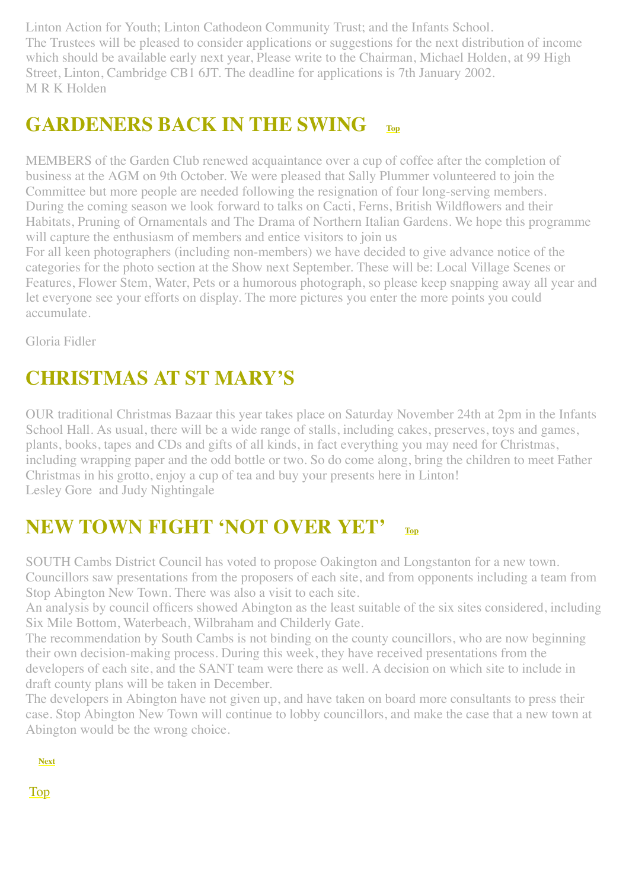Linton Action for Youth; Linton Cathodeon Community Trust; and the Infants School.
The Trustees will be pleased to consider applications or suggestions for the next distribution of income which should be available early next year, Please write to the Chairman, Michael Holden, at 99 High Street, Linton, Cambridge CB1 6JT. The deadline for applications is 7th January 2002.
M R K Holden

## GARDENERS BACK IN THE SWING Top

MEMBERS of the Garden Club renewed acquaintance over a cup of coffee after the completion of business at the AGM on 9th October. We were pleased that Sally Plummer volunteered to join the Committee but more people are needed following the resignation of four long-serving members.
During the coming season we look forward to talks on Cacti, Ferns, British Wildflowers and their Habitats, Pruning of Ornamentals and The Drama of Northern Italian Gardens. We hope this programme will capture the enthusiasm of members and entice visitors to join us
For all keen photographers (including non-members) we have decided to give advance notice of the categories for the photo section at the Show next September. These will be: Local Village Scenes or Features, Flower Stem, Water, Pets or a humorous photograph, so please keep snapping away all year and let everyone see your efforts on display. The more pictures you enter the more points you could accumulate.

Gloria Fidler

## CHRISTMAS AT ST MARY'S

OUR traditional Christmas Bazaar this year takes place on Saturday November 24th at 2pm in the Infants School Hall. As usual, there will be a wide range of stalls, including cakes, preserves, toys and games, plants, books, tapes and CDs and gifts of all kinds, in fact everything you may need for Christmas, including wrapping paper and the odd bottle or two. So do come along, bring the children to meet Father Christmas in his grotto, enjoy a cup of tea and buy your presents here in Linton!
Lesley Gore and Judy Nightingale

## NEW TOWN FIGHT 'NOT OVER YET' Top

SOUTH Cambs District Council has voted to propose Oakington and Longstanton for a new town. Councillors saw presentations from the proposers of each site, and from opponents including a team from Stop Abington New Town. There was also a visit to each site.
An analysis by council officers showed Abington as the least suitable of the six sites considered, including Six Mile Bottom, Waterbeach, Wilbraham and Childerly Gate.
The recommendation by South Cambs is not binding on the county councillors, who are now beginning their own decision-making process. During this week, they have received presentations from the developers of each site, and the SANT team were there as well. A decision on which site to include in draft county plans will be taken in December.
The developers in Abington have not given up, and have taken on board more consultants to press their case. Stop Abington New Town will continue to lobby councillors, and make the case that a new town at Abington would be the wrong choice.

Next

Top